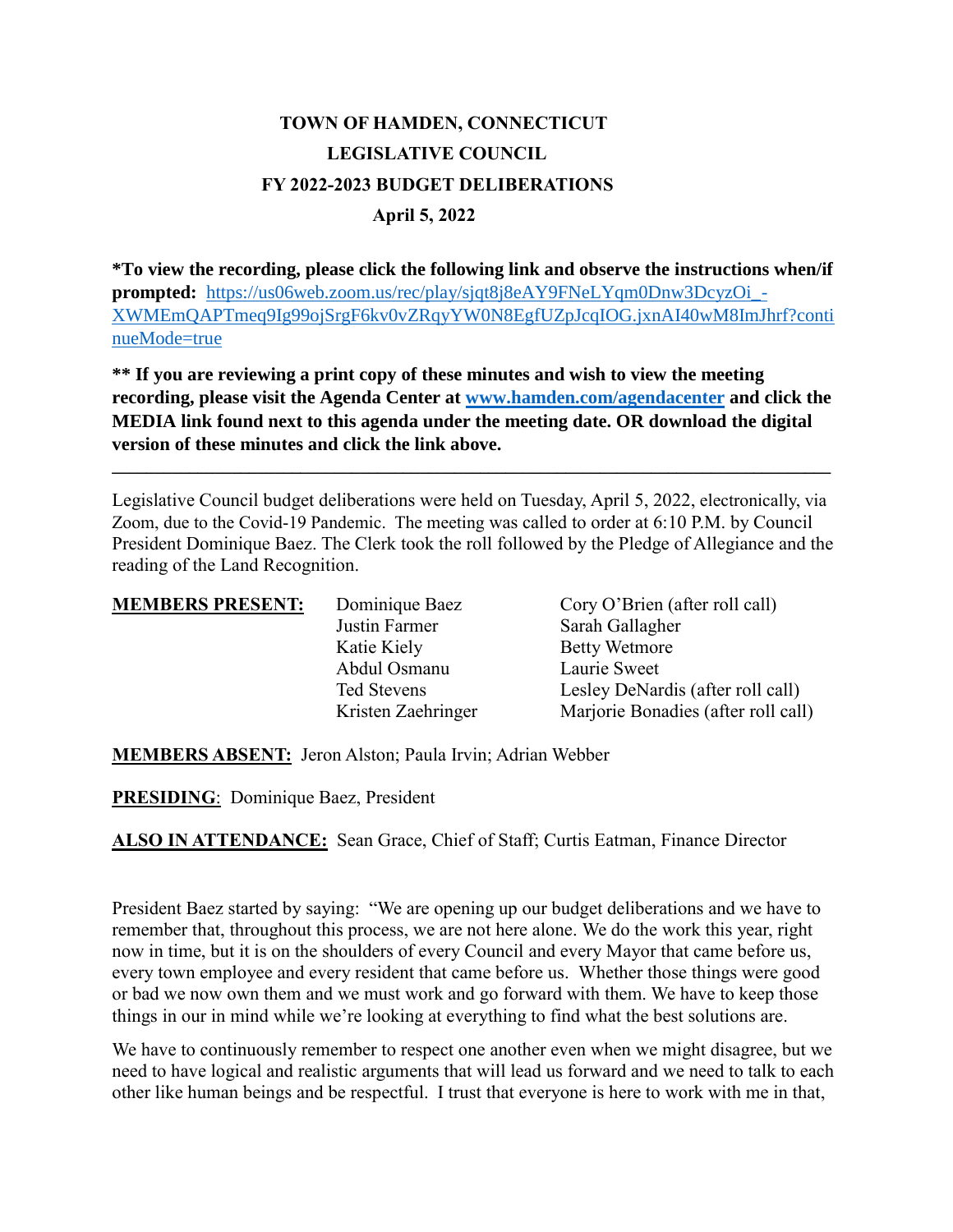# TOWN OF HAMDEN, CONNECTICUT
## LEGISLATIVE COUNCIL
## FY 2022-2023 BUDGET DELIBERATIONS
### April 5, 2022

**\*To view the recording, please click the following link and observe the instructions when/if prompted:** [https://us06web.zoom.us/rec/play/sjqt8j8eAY9FNeLYqm0Dnw3DcyzOi_-XWMEmQAPTmeq9Ig99ojSrgF6kv0vZRqyYW0N8EgfUZpJcqIOG.jxnAI40wM8ImJhrf?continueMode=true](https://us06web.zoom.us/rec/play/sjqt8j8eAY9FNeLYqm0Dnw3DcyzOi_-XWMEmQAPTmeq9Ig99ojSrgF6kv0vZRqyYW0N8EgfUZpJcqIOG.jxnAI40wM8ImJhrf?continueMode=true)

**\*\* If you are reviewing a print copy of these minutes and wish to view the meeting recording, please visit the Agenda Center at [www.hamden.com/agendacenter](http://www.hamden.com/agendacenter) and click the MEDIA link found next to this agenda under the meeting date. OR download the digital version of these minutes and click the link above.**

---

Legislative Council budget deliberations were held on Tuesday, April 5, 2022, electronically, via Zoom, due to the Covid-19 Pandemic. The meeting was called to order at 6:10 P.M. by Council President Dominique Baez. The Clerk took the roll followed by the Pledge of Allegiance and the reading of the Land Recognition.

**MEMBERS PRESENT:**

| | |
|---|---|
| Dominique Baez | Cory O'Brien (after roll call) |
| Justin Farmer | Sarah Gallagher |
| Katie Kiely | Betty Wetmore |
| Abdul Osmanu | Laurie Sweet |
| Ted Stevens | Lesley DeNardis (after roll call) |
| Kristen Zaehringer | Marjorie Bonadies (after roll call) |

**MEMBERS ABSENT:** Jeron Alston; Paula Irvin; Adrian Webber

**PRESIDING**: Dominique Baez, President

**ALSO IN ATTENDANCE:** Sean Grace, Chief of Staff; Curtis Eatman, Finance Director

President Baez started by saying: "We are opening up our budget deliberations and we have to remember that, throughout this process, we are not here alone. We do the work this year, right now in time, but it is on the shoulders of every Council and every Mayor that came before us, every town employee and every resident that came before us. Whether those things were good or bad we now own them and we must work and go forward with them. We have to keep those things in our in mind while we're looking at everything to find what the best solutions are.

We have to continuously remember to respect one another even when we might disagree, but we need to have logical and realistic arguments that will lead us forward and we need to talk to each other like human beings and be respectful. I trust that everyone is here to work with me in that,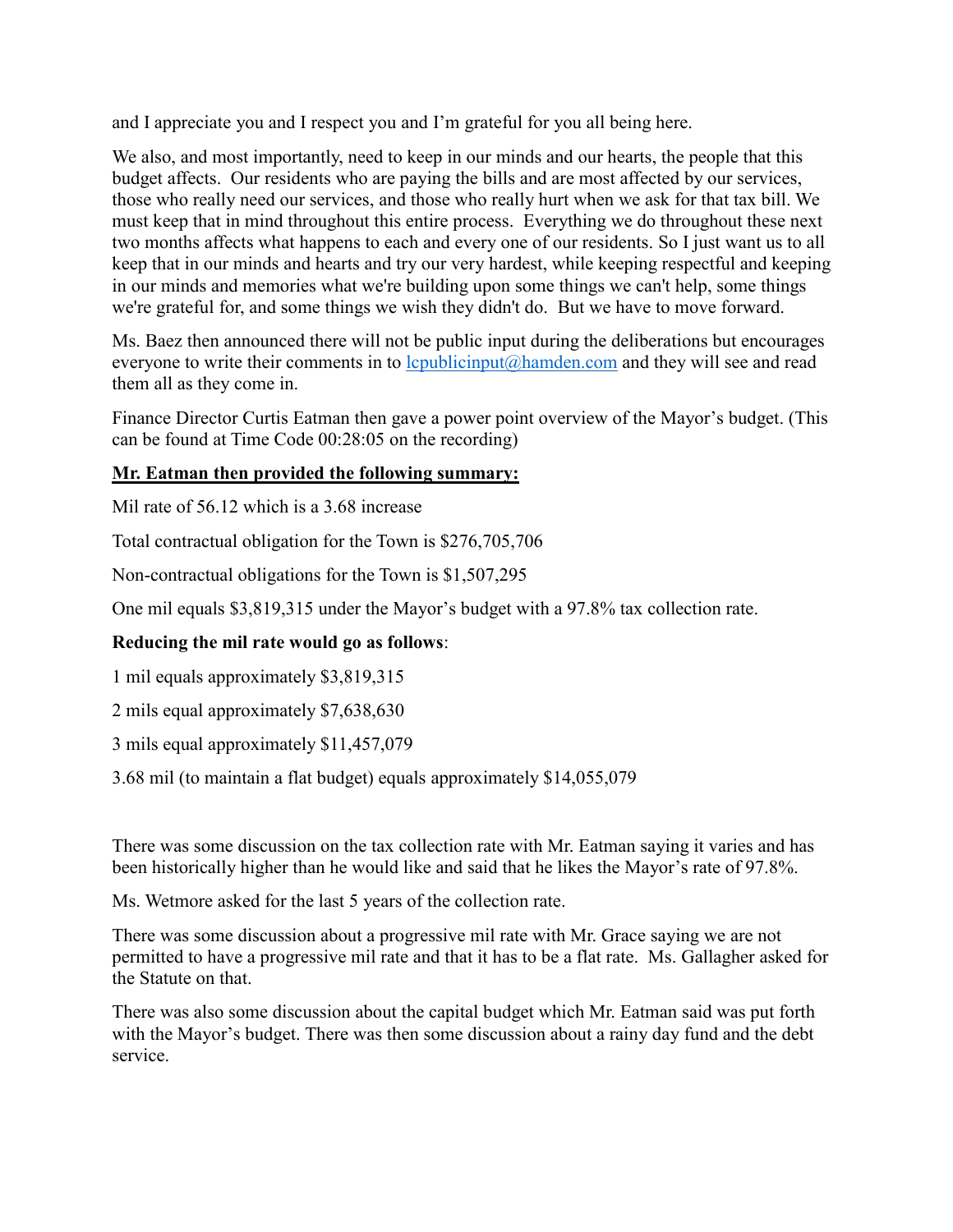and I appreciate you and I respect you and I'm grateful for you all being here.

We also, and most importantly, need to keep in our minds and our hearts, the people that this budget affects. Our residents who are paying the bills and are most affected by our services, those who really need our services, and those who really hurt when we ask for that tax bill. We must keep that in mind throughout this entire process. Everything we do throughout these next two months affects what happens to each and every one of our residents. So I just want us to all keep that in our minds and hearts and try our very hardest, while keeping respectful and keeping in our minds and memories what we're building upon some things we can't help, some things we're grateful for, and some things we wish they didn't do. But we have to move forward.

Ms. Baez then announced there will not be public input during the deliberations but encourages everyone to write their comments in to lcpublicinput@hamden.com and they will see and read them all as they come in.

Finance Director Curtis Eatman then gave a power point overview of the Mayor's budget. (This can be found at Time Code 00:28:05 on the recording)

**Mr. Eatman then provided the following summary:**

Mil rate of 56.12 which is a 3.68 increase

Total contractual obligation for the Town is $276,705,706

Non-contractual obligations for the Town is $1,507,295

One mil equals $3,819,315 under the Mayor's budget with a 97.8% tax collection rate.

**Reducing the mil rate would go as follows**:

1 mil equals approximately $3,819,315

2 mils equal approximately $7,638,630

3 mils equal approximately $11,457,079

3.68 mil (to maintain a flat budget) equals approximately $14,055,079

There was some discussion on the tax collection rate with Mr. Eatman saying it varies and has been historically higher than he would like and said that he likes the Mayor's rate of 97.8%.

Ms. Wetmore asked for the last 5 years of the collection rate.

There was some discussion about a progressive mil rate with Mr. Grace saying we are not permitted to have a progressive mil rate and that it has to be a flat rate. Ms. Gallagher asked for the Statute on that.

There was also some discussion about the capital budget which Mr. Eatman said was put forth with the Mayor's budget. There was then some discussion about a rainy day fund and the debt service.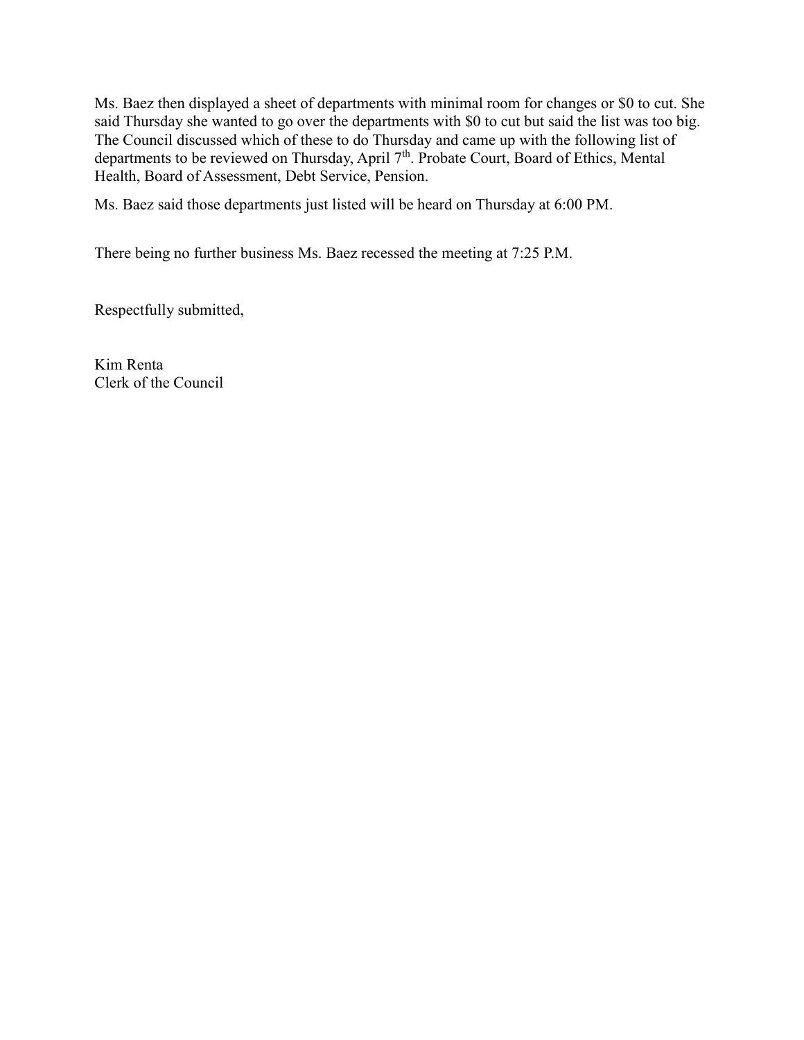Ms. Baez then displayed a sheet of departments with minimal room for changes or $0 to cut. She said Thursday she wanted to go over the departments with $0 to cut but said the list was too big. The Council discussed which of these to do Thursday and came up with the following list of departments to be reviewed on Thursday, April 7th. Probate Court, Board of Ethics, Mental Health, Board of Assessment, Debt Service, Pension.

Ms. Baez said those departments just listed will be heard on Thursday at 6:00 PM.

There being no further business Ms. Baez recessed the meeting at 7:25 P.M.

Respectfully submitted,

Kim Renta
Clerk of the Council